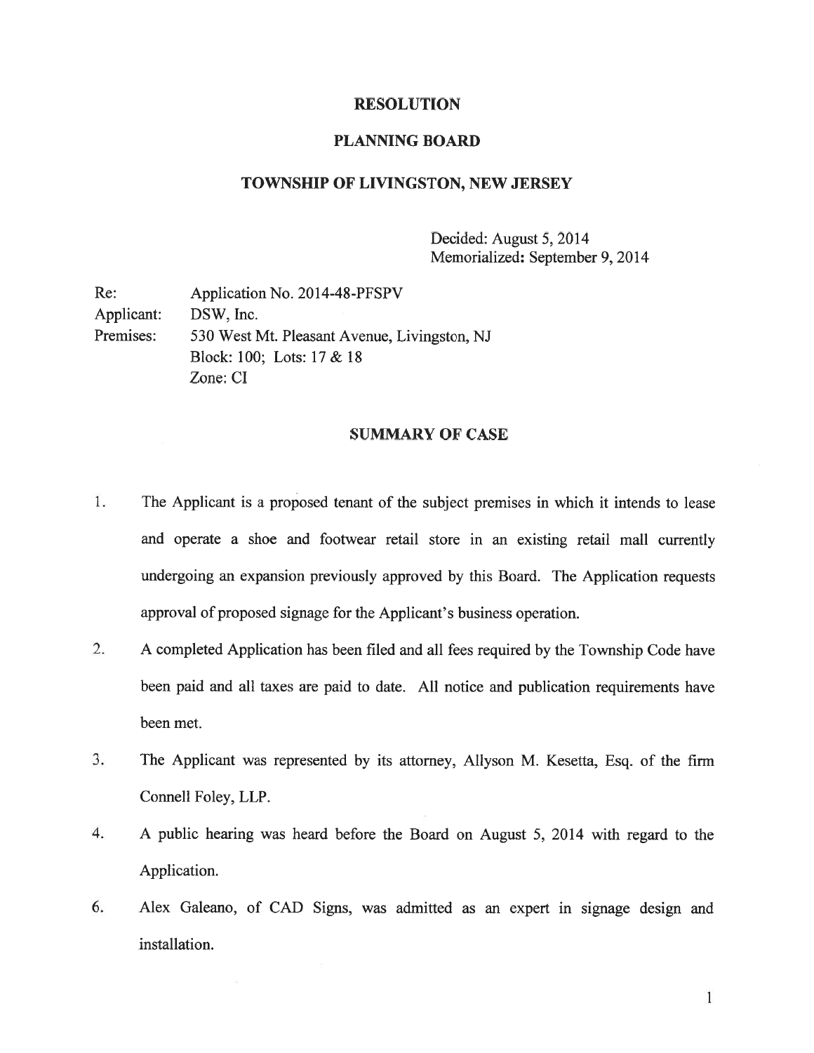# RESOLUTION

## PLANNING BOARD

## TOWNSHIP OF LIVINGSTON, NEW JERSEY

Decided: August 5, 2014
Memorialized: September 9, 2014

Re: Application No. 2014-48-PFSPV
Applicant: DSW, Inc.
Premises: 530 West Mt. Pleasant Avenue, Livingston, NJ
Block: 100; Lots: 17 & 18
Zone: CI

## SUMMARY OF CASE

1. The Applicant is a proposed tenant of the subject premises in which it intends to lease and operate a shoe and footwear retail store in an existing retail mall currently undergoing an expansion previously approved by this Board. The Application requests approval of proposed signage for the Applicant's business operation.

2. A completed Application has been filed and all fees required by the Township Code have been paid and all taxes are paid to date. All notice and publication requirements have been met.

3. The Applicant was represented by its attorney, Allyson M. Kesetta, Esq. of the firm Connell Foley, LLP.

4. A public hearing was heard before the Board on August 5, 2014 with regard to the Application.

6. Alex Galeano, of CAD Signs, was admitted as an expert in signage design and installation.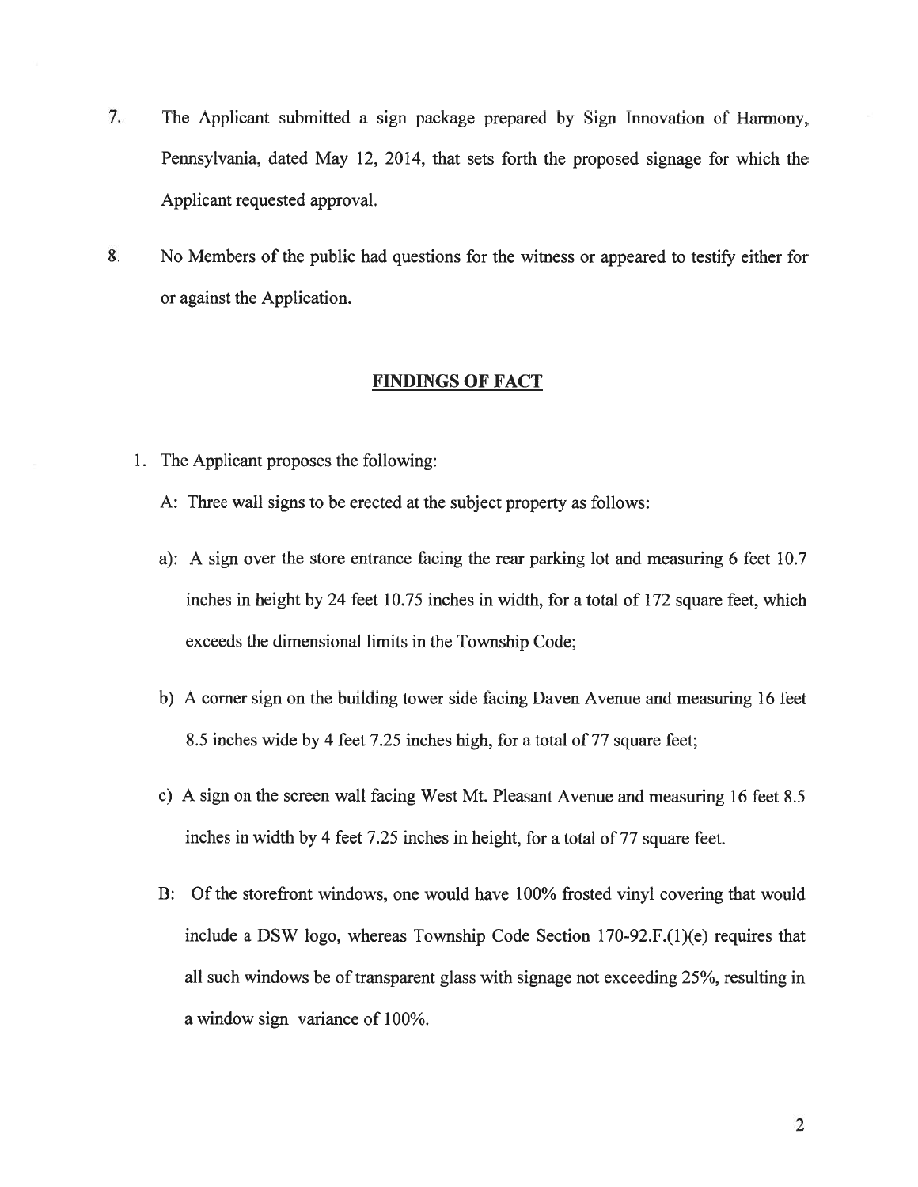7. The Applicant submitted a sign package prepared by Sign Innovation of Harmony, Pennsylvania, dated May 12, 2014, that sets forth the proposed signage for which the Applicant requested approval.

8. No Members of the public had questions for the witness or appeared to testify either for or against the Application.

## FINDINGS OF FACT

1. The Applicant proposes the following:

   A: Three wall signs to be erected at the subject property as follows:

   a): A sign over the store entrance facing the rear parking lot and measuring 6 feet 10.7 inches in height by 24 feet 10.75 inches in width, for a total of 172 square feet, which exceeds the dimensional limits in the Township Code;

   b) A corner sign on the building tower side facing Daven Avenue and measuring 16 feet 8.5 inches wide by 4 feet 7.25 inches high, for a total of 77 square feet;

   c) A sign on the screen wall facing West Mt. Pleasant Avenue and measuring 16 feet 8.5 inches in width by 4 feet 7.25 inches in height, for a total of 77 square feet.

   B: Of the storefront windows, one would have 100% frosted vinyl covering that would include a DSW logo, whereas Township Code Section 170-92.F.(1)(e) requires that all such windows be of transparent glass with signage not exceeding 25%, resulting in a window sign variance of 100%.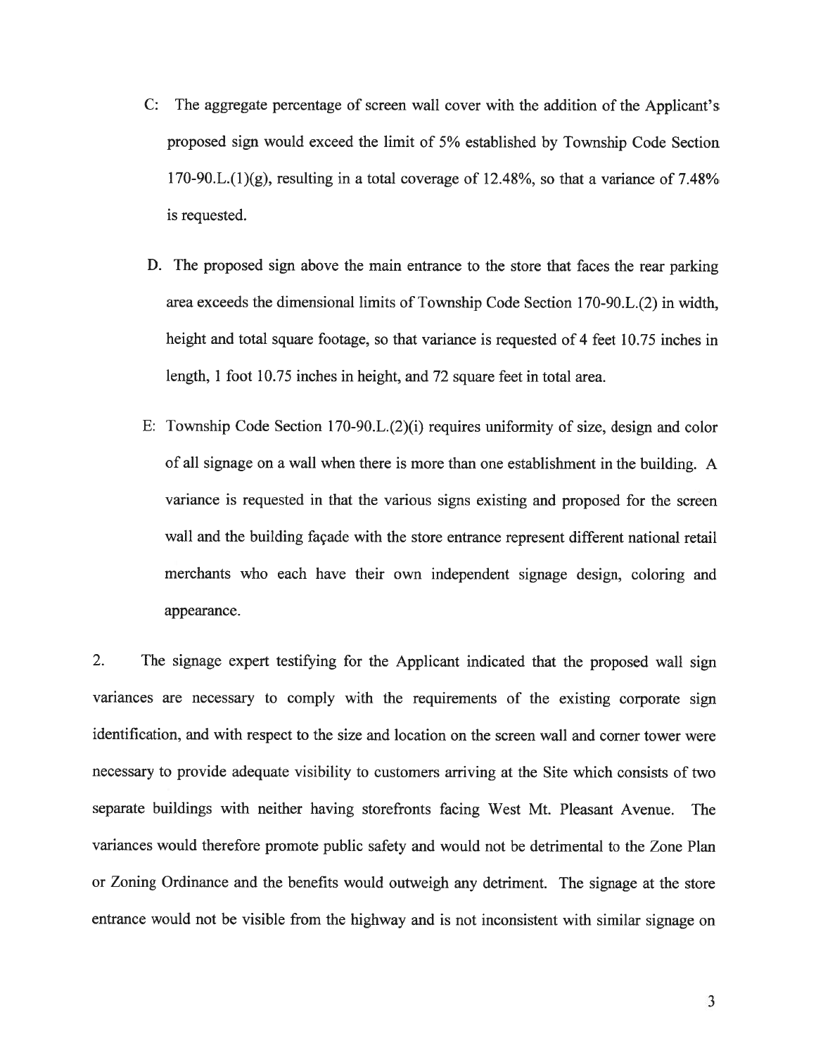C: The aggregate percentage of screen wall cover with the addition of the Applicant's proposed sign would exceed the limit of 5% established by Township Code Section 170-90.L.(1)(g), resulting in a total coverage of 12.48%, so that a variance of 7.48% is requested.

D. The proposed sign above the main entrance to the store that faces the rear parking area exceeds the dimensional limits of Township Code Section 170-90.L.(2) in width, height and total square footage, so that variance is requested of 4 feet 10.75 inches in length, 1 foot 10.75 inches in height, and 72 square feet in total area.

E: Township Code Section 170-90.L.(2)(i) requires uniformity of size, design and color of all signage on a wall when there is more than one establishment in the building. A variance is requested in that the various signs existing and proposed for the screen wall and the building façade with the store entrance represent different national retail merchants who each have their own independent signage design, coloring and appearance.

2. The signage expert testifying for the Applicant indicated that the proposed wall sign variances are necessary to comply with the requirements of the existing corporate sign identification, and with respect to the size and location on the screen wall and corner tower were necessary to provide adequate visibility to customers arriving at the Site which consists of two separate buildings with neither having storefronts facing West Mt. Pleasant Avenue. The variances would therefore promote public safety and would not be detrimental to the Zone Plan or Zoning Ordinance and the benefits would outweigh any detriment. The signage at the store entrance would not be visible from the highway and is not inconsistent with similar signage on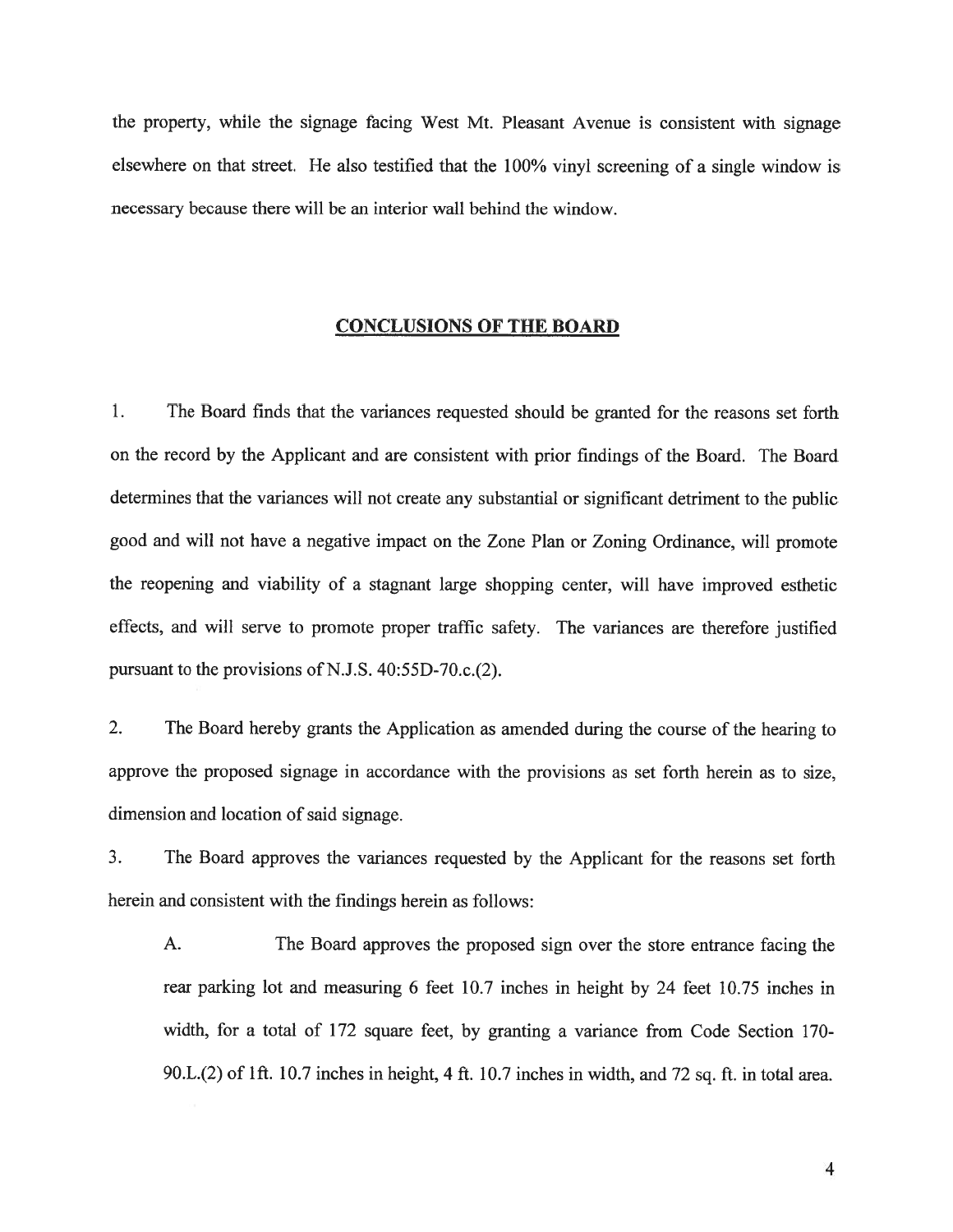the property, while the signage facing West Mt. Pleasant Avenue is consistent with signage elsewhere on that street. He also testified that the 100% vinyl screening of a single window is necessary because there will be an interior wall behind the window.

## CONCLUSIONS OF THE BOARD

1. The Board finds that the variances requested should be granted for the reasons set forth on the record by the Applicant and are consistent with prior findings of the Board. The Board determines that the variances will not create any substantial or significant detriment to the public good and will not have a negative impact on the Zone Plan or Zoning Ordinance, will promote the reopening and viability of a stagnant large shopping center, will have improved esthetic effects, and will serve to promote proper traffic safety. The variances are therefore justified pursuant to the provisions of N.J.S. 40:55D-70.c.(2).

2. The Board hereby grants the Application as amended during the course of the hearing to approve the proposed signage in accordance with the provisions as set forth herein as to size, dimension and location of said signage.

3. The Board approves the variances requested by the Applicant for the reasons set forth herein and consistent with the findings herein as follows:

   A. The Board approves the proposed sign over the store entrance facing the rear parking lot and measuring 6 feet 10.7 inches in height by 24 feet 10.75 inches in width, for a total of 172 square feet, by granting a variance from Code Section 170-90.L.(2) of 1ft. 10.7 inches in height, 4 ft. 10.7 inches in width, and 72 sq. ft. in total area.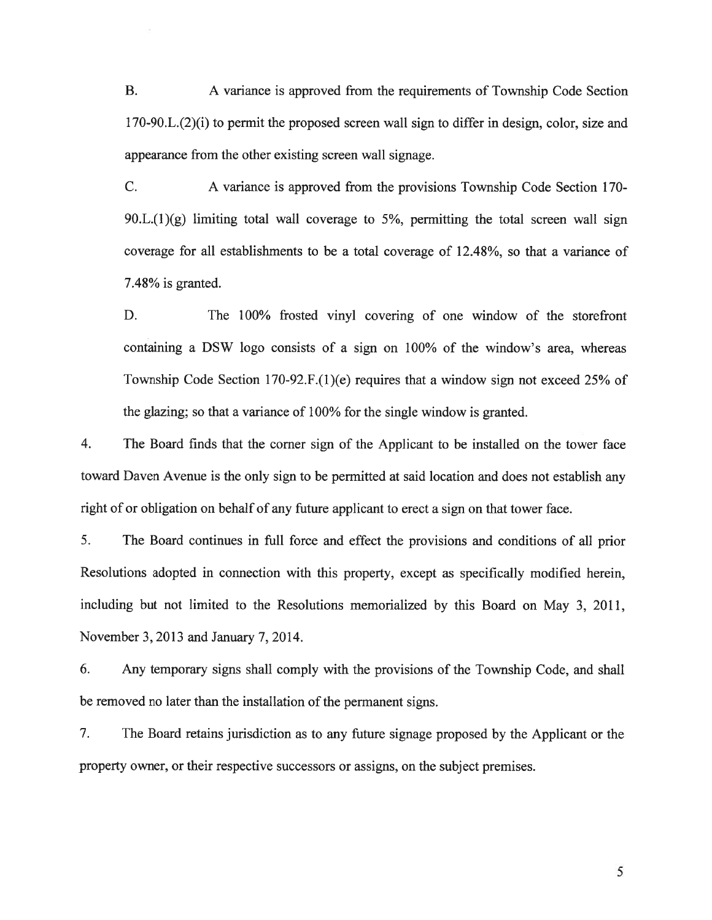B. A variance is approved from the requirements of Township Code Section 170-90.L.(2)(i) to permit the proposed screen wall sign to differ in design, color, size and appearance from the other existing screen wall signage.

C. A variance is approved from the provisions Township Code Section 170-90.L.(1)(g) limiting total wall coverage to 5%, permitting the total screen wall sign coverage for all establishments to be a total coverage of 12.48%, so that a variance of 7.48% is granted.

D. The 100% frosted vinyl covering of one window of the storefront containing a DSW logo consists of a sign on 100% of the window's area, whereas Township Code Section 170-92.F.(1)(e) requires that a window sign not exceed 25% of the glazing; so that a variance of 100% for the single window is granted.

4. The Board finds that the corner sign of the Applicant to be installed on the tower face toward Daven Avenue is the only sign to be permitted at said location and does not establish any right of or obligation on behalf of any future applicant to erect a sign on that tower face.

5. The Board continues in full force and effect the provisions and conditions of all prior Resolutions adopted in connection with this property, except as specifically modified herein, including but not limited to the Resolutions memorialized by this Board on May 3, 2011, November 3, 2013 and January 7, 2014.

6. Any temporary signs shall comply with the provisions of the Township Code, and shall be removed no later than the installation of the permanent signs.

7. The Board retains jurisdiction as to any future signage proposed by the Applicant or the property owner, or their respective successors or assigns, on the subject premises.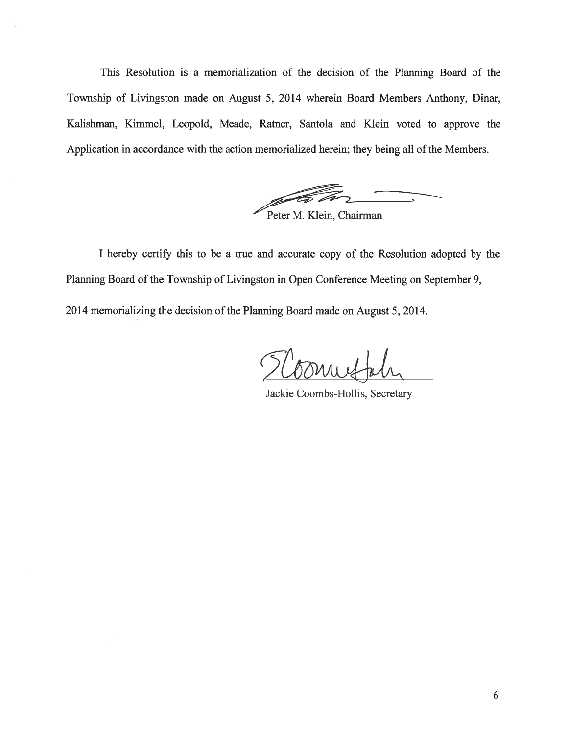This Resolution is a memorialization of the decision of the Planning Board of the Township of Livingston made on August 5, 2014 wherein Board Members Anthony, Dinar, Kalishman, Kimmel, Leopold, Meade, Ratner, Santola and Klein voted to approve the Application in accordance with the action memorialized herein; they being all of the Members.

Peter M. Klein, Chairman

I hereby certify this to be a true and accurate copy of the Resolution adopted by the Planning Board of the Township of Livingston in Open Conference Meeting on September 9, 2014 memorializing the decision of the Planning Board made on August 5, 2014.

Jackie Coombs-Hollis, Secretary